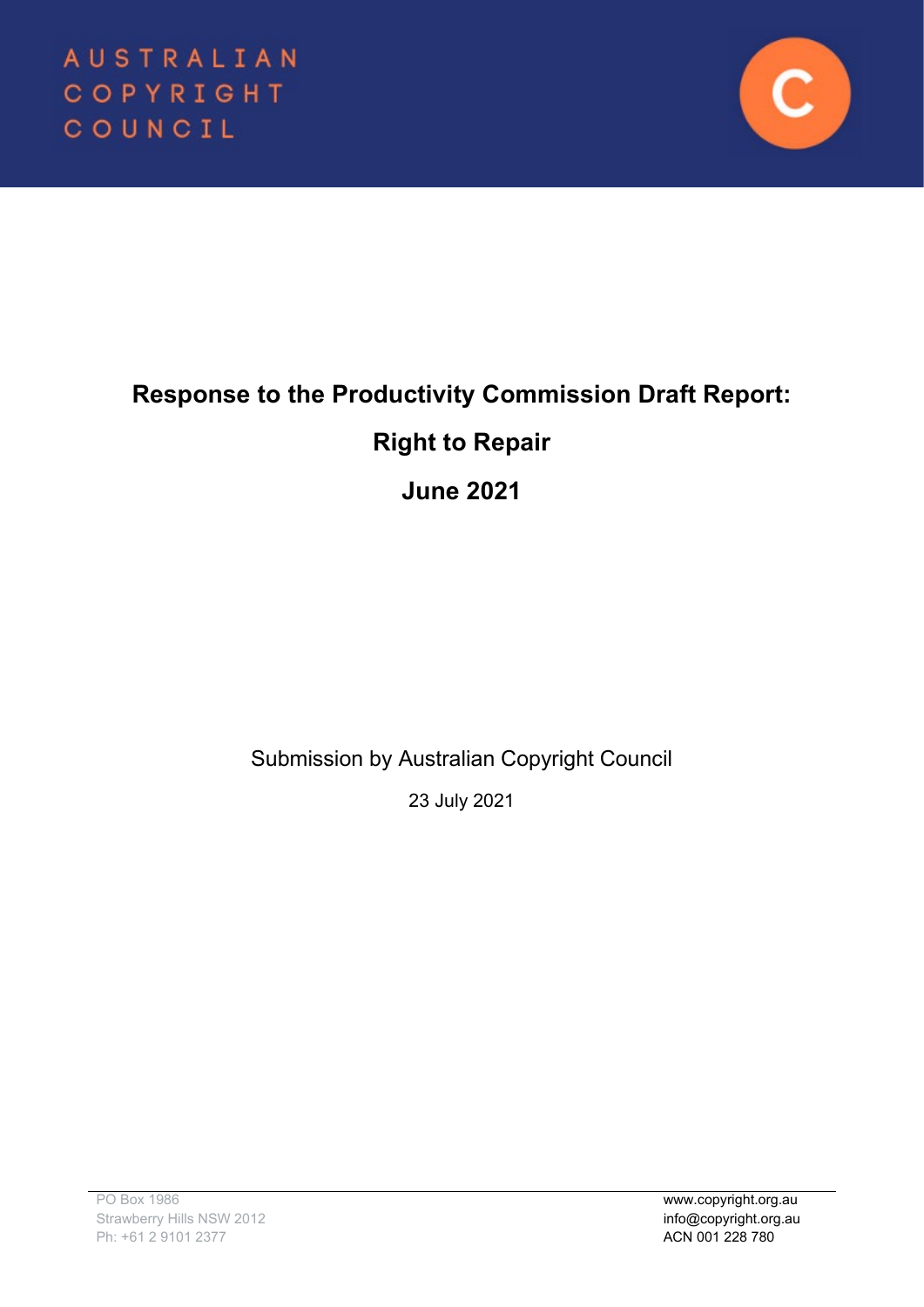AUSTRALIAN COPYRIGHT COUNCIL

# Response to the Productivity Commission Draft Report:

# Right to Repair

# June 2021

Submission by Australian Copyright Council

23 July 2021

PO Box 1986
Strawberry Hills NSW 2012
Ph: +61 2 9101 2377

www.copyright.org.au
info@copyright.org.au
ACN 001 228 780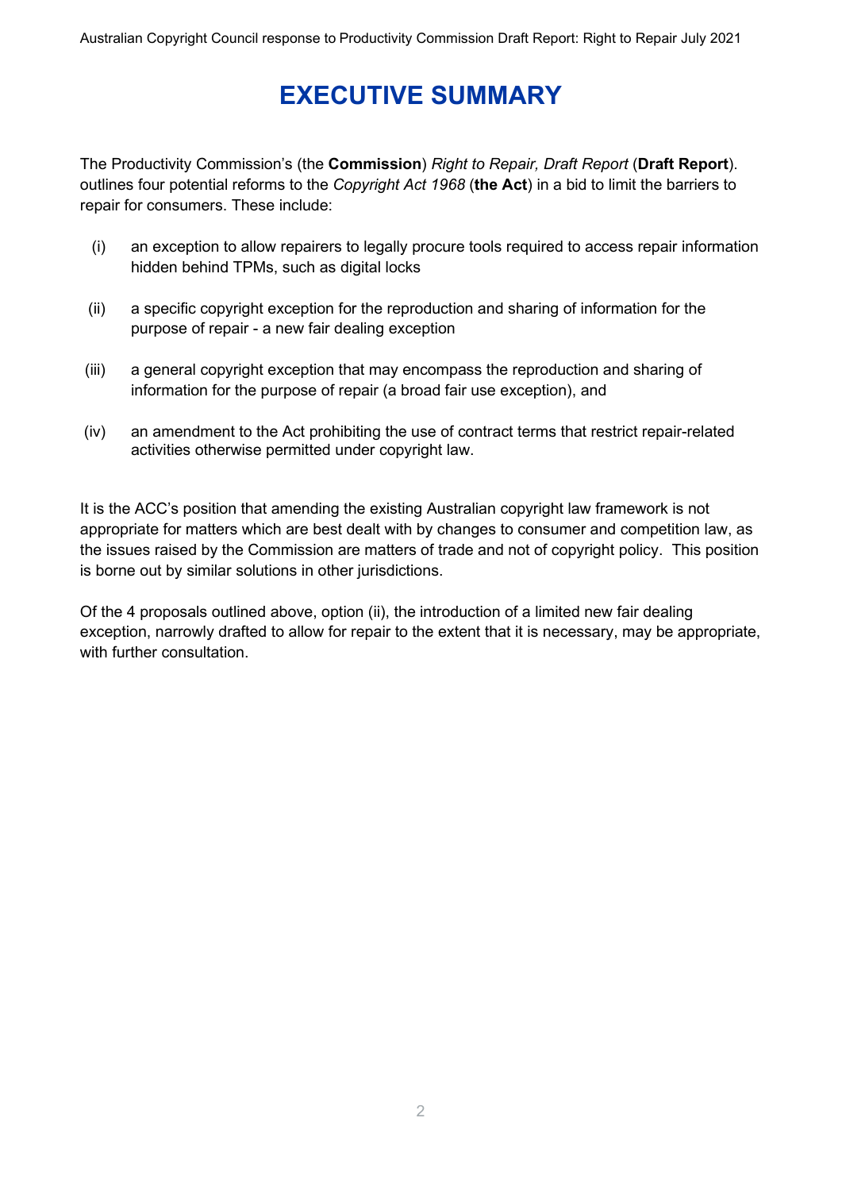# EXECUTIVE SUMMARY

The Productivity Commission's (the **Commission**) *Right to Repair, Draft Report* (**Draft Report**). outlines four potential reforms to the *Copyright Act 1968* (**the Act**) in a bid to limit the barriers to repair for consumers. These include:

(i) an exception to allow repairers to legally procure tools required to access repair information hidden behind TPMs, such as digital locks

(ii) a specific copyright exception for the reproduction and sharing of information for the purpose of repair - a new fair dealing exception

(iii) a general copyright exception that may encompass the reproduction and sharing of information for the purpose of repair (a broad fair use exception), and

(iv) an amendment to the Act prohibiting the use of contract terms that restrict repair-related activities otherwise permitted under copyright law.

It is the ACC's position that amending the existing Australian copyright law framework is not appropriate for matters which are best dealt with by changes to consumer and competition law, as the issues raised by the Commission are matters of trade and not of copyright policy. This position is borne out by similar solutions in other jurisdictions.

Of the 4 proposals outlined above, option (ii), the introduction of a limited new fair dealing exception, narrowly drafted to allow for repair to the extent that it is necessary, may be appropriate, with further consultation.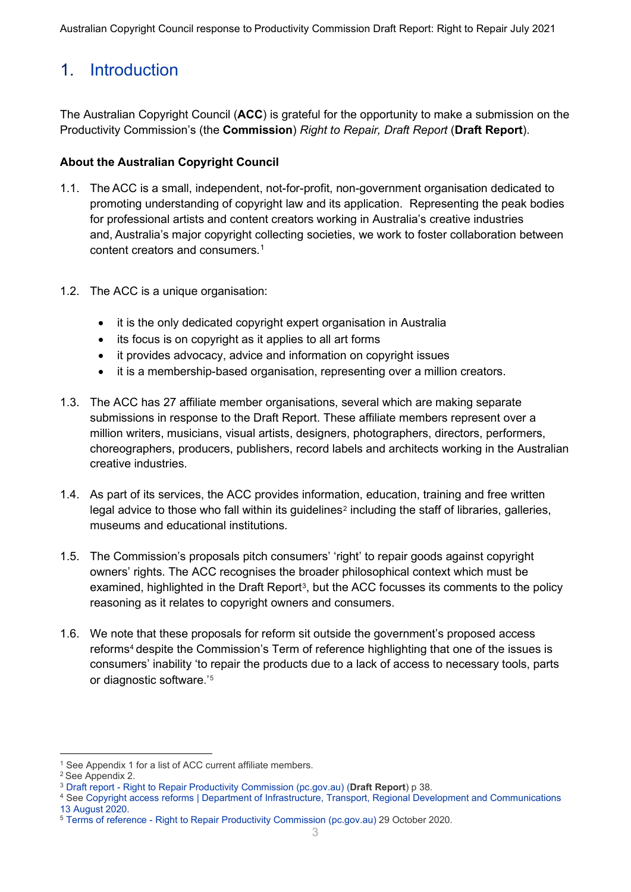# 1. Introduction

The Australian Copyright Council (**ACC**) is grateful for the opportunity to make a submission on the Productivity Commission's (the **Commission**) *Right to Repair, Draft Report* (**Draft Report**).

**About the Australian Copyright Council**

1.1. The ACC is a small, independent, not-for-profit, non-government organisation dedicated to promoting understanding of copyright law and its application. Representing the peak bodies for professional artists and content creators working in Australia's creative industries and, Australia's major copyright collecting societies, we work to foster collaboration between content creators and consumers.[1]

1.2. The ACC is a unique organisation:

- it is the only dedicated copyright expert organisation in Australia
- its focus is on copyright as it applies to all art forms
- it provides advocacy, advice and information on copyright issues
- it is a membership-based organisation, representing over a million creators.

1.3. The ACC has 27 affiliate member organisations, several which are making separate submissions in response to the Draft Report. These affiliate members represent over a million writers, musicians, visual artists, designers, photographers, directors, performers, choreographers, producers, publishers, record labels and architects working in the Australian creative industries.

1.4. As part of its services, the ACC provides information, education, training and free written legal advice to those who fall within its guidelines[2] including the staff of libraries, galleries, museums and educational institutions.

1.5. The Commission's proposals pitch consumers' 'right' to repair goods against copyright owners' rights. The ACC recognises the broader philosophical context which must be examined, highlighted in the Draft Report[3], but the ACC focusses its comments to the policy reasoning as it relates to copyright owners and consumers.

1.6. We note that these proposals for reform sit outside the government's proposed access reforms[4] despite the Commission's Term of reference highlighting that one of the issues is consumers' inability 'to repair the products due to a lack of access to necessary tools, parts or diagnostic software.'[5]

---

[1] See Appendix 1 for a list of ACC current affiliate members.

[2] See Appendix 2.

[3] Draft report - Right to Repair Productivity Commission (pc.gov.au) (**Draft Report**) p 38.

[4] See Copyright access reforms | Department of Infrastructure, Transport, Regional Development and Communications 13 August 2020.

[5] Terms of reference - Right to Repair Productivity Commission (pc.gov.au) 29 October 2020.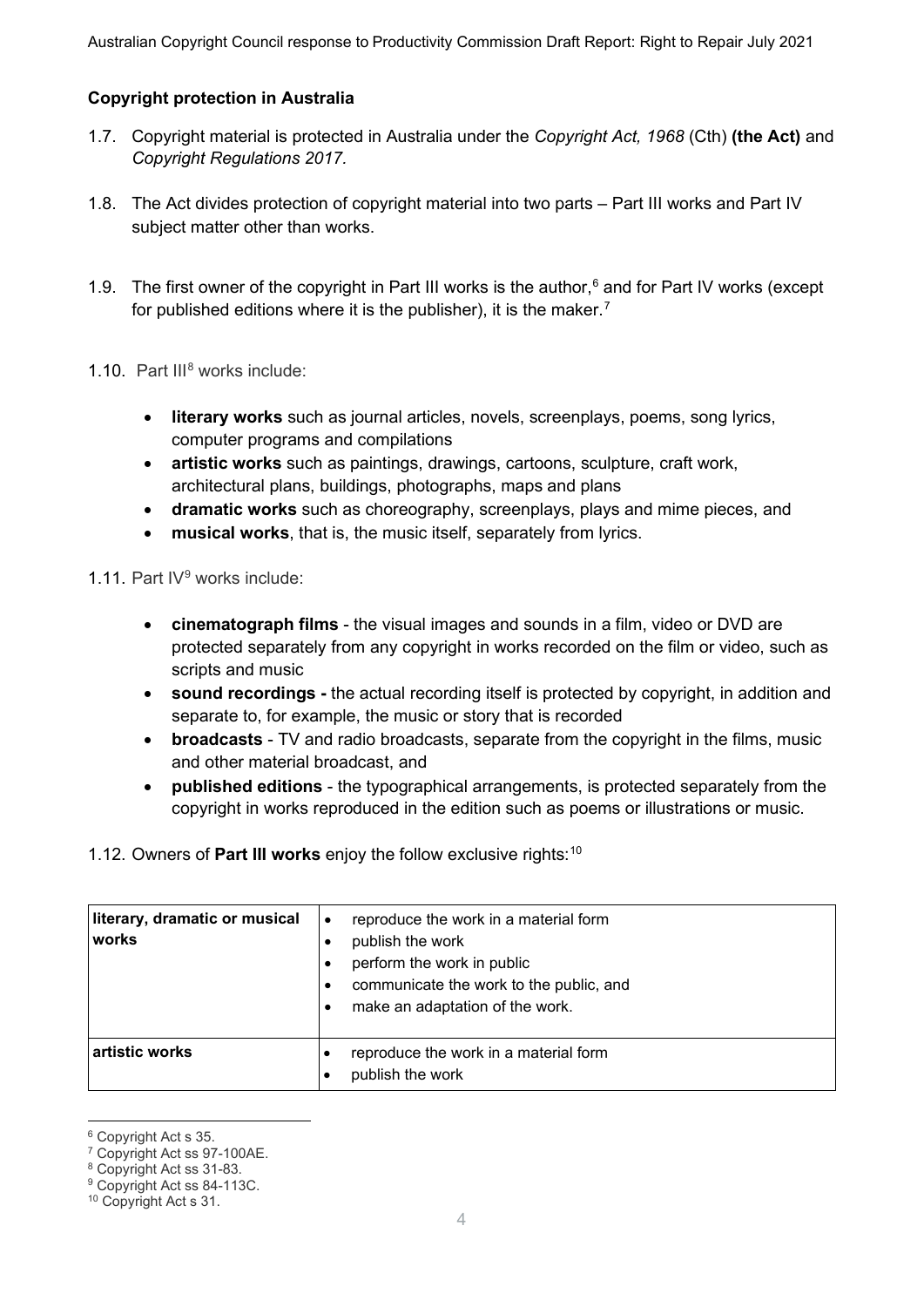### Copyright protection in Australia

1.7. Copyright material is protected in Australia under the *Copyright Act, 1968* (Cth) **(the Act)** and *Copyright Regulations 2017.*

1.8. The Act divides protection of copyright material into two parts – Part III works and Part IV subject matter other than works.

1.9. The first owner of the copyright in Part III works is the author,[6] and for Part IV works (except for published editions where it is the publisher), it is the maker.[7]

1.10. Part III[8] works include:

- **literary works** such as journal articles, novels, screenplays, poems, song lyrics, computer programs and compilations
- **artistic works** such as paintings, drawings, cartoons, sculpture, craft work, architectural plans, buildings, photographs, maps and plans
- **dramatic works** such as choreography, screenplays, plays and mime pieces, and
- **musical works**, that is, the music itself, separately from lyrics.

1.11. Part IV[9] works include:

- **cinematograph films** - the visual images and sounds in a film, video or DVD are protected separately from any copyright in works recorded on the film or video, such as scripts and music
- **sound recordings -** the actual recording itself is protected by copyright, in addition and separate to, for example, the music or story that is recorded
- **broadcasts** - TV and radio broadcasts, separate from the copyright in the films, music and other material broadcast, and
- **published editions** - the typographical arrangements, is protected separately from the copyright in works reproduced in the edition such as poems or illustrations or music.

1.12. Owners of **Part III works** enjoy the follow exclusive rights:[10]

| | |
|---|---|
| **literary, dramatic or musical works** | • reproduce the work in a material form<br>• publish the work<br>• perform the work in public<br>• communicate the work to the public, and<br>• make an adaptation of the work. |
| **artistic works** | • reproduce the work in a material form<br>• publish the work |

---

[6] Copyright Act s 35.
[7] Copyright Act ss 97-100AE.
[8] Copyright Act ss 31-83.
[9] Copyright Act ss 84-113C.
[10] Copyright Act s 31.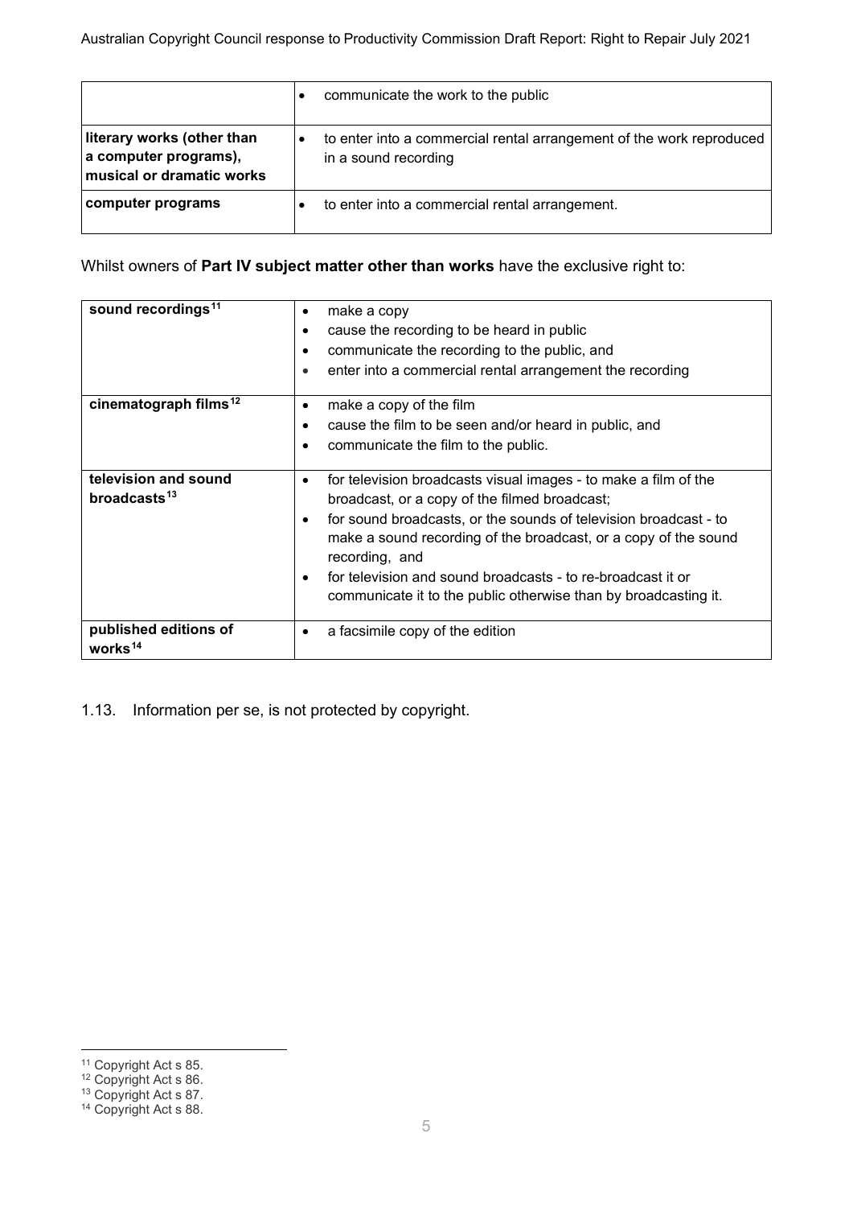| | |
|---|---|
| | • communicate the work to the public |
| **literary works (other than a computer programs), musical or dramatic works** | • to enter into a commercial rental arrangement of the work reproduced in a sound recording |
| **computer programs** | • to enter into a commercial rental arrangement. |

Whilst owners of **Part IV subject matter other than works** have the exclusive right to:

| | |
|---|---|
| **sound recordings**[11] | • make a copy<br>• cause the recording to be heard in public<br>• communicate the recording to the public, and<br>• enter into a commercial rental arrangement the recording |
| **cinematograph films**[12] | • make a copy of the film<br>• cause the film to be seen and/or heard in public, and<br>• communicate the film to the public. |
| **television and sound broadcasts**[13] | • for television broadcasts visual images - to make a film of the broadcast, or a copy of the filmed broadcast;<br>• for sound broadcasts, or the sounds of television broadcast - to make a sound recording of the broadcast, or a copy of the sound recording, and<br>• for television and sound broadcasts - to re-broadcast it or communicate it to the public otherwise than by broadcasting it. |
| **published editions of works**[14] | • a facsimile copy of the edition |

1.13. Information per se, is not protected by copyright.

[11] Copyright Act s 85.
[12] Copyright Act s 86.
[13] Copyright Act s 87.
[14] Copyright Act s 88.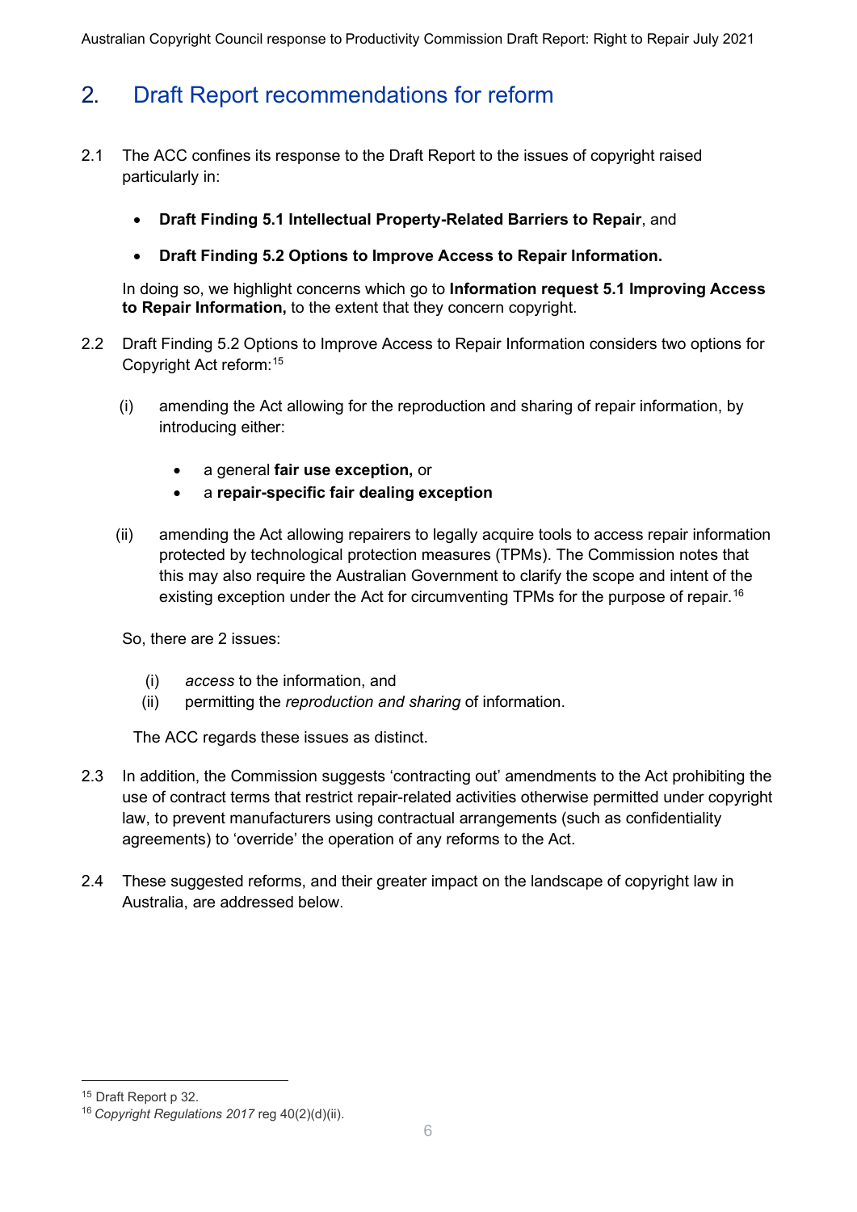## 2. Draft Report recommendations for reform

2.1 The ACC confines its response to the Draft Report to the issues of copyright raised particularly in:

- **Draft Finding 5.1 Intellectual Property-Related Barriers to Repair**, and
- **Draft Finding 5.2 Options to Improve Access to Repair Information.**

In doing so, we highlight concerns which go to **Information request 5.1 Improving Access to Repair Information,** to the extent that they concern copyright.

2.2 Draft Finding 5.2 Options to Improve Access to Repair Information considers two options for Copyright Act reform:[15]

(i) amending the Act allowing for the reproduction and sharing of repair information, by introducing either:

- a general **fair use exception,** or
- a **repair-specific fair dealing exception**

(ii) amending the Act allowing repairers to legally acquire tools to access repair information protected by technological protection measures (TPMs). The Commission notes that this may also require the Australian Government to clarify the scope and intent of the existing exception under the Act for circumventing TPMs for the purpose of repair.[16]

So, there are 2 issues:

(i) *access* to the information, and
(ii) permitting the *reproduction and sharing* of information.

The ACC regards these issues as distinct.

2.3 In addition, the Commission suggests 'contracting out' amendments to the Act prohibiting the use of contract terms that restrict repair-related activities otherwise permitted under copyright law, to prevent manufacturers using contractual arrangements (such as confidentiality agreements) to 'override' the operation of any reforms to the Act.

2.4 These suggested reforms, and their greater impact on the landscape of copyright law in Australia, are addressed below.

---

[15] Draft Report p 32.

[16] *Copyright Regulations 2017* reg 40(2)(d)(ii).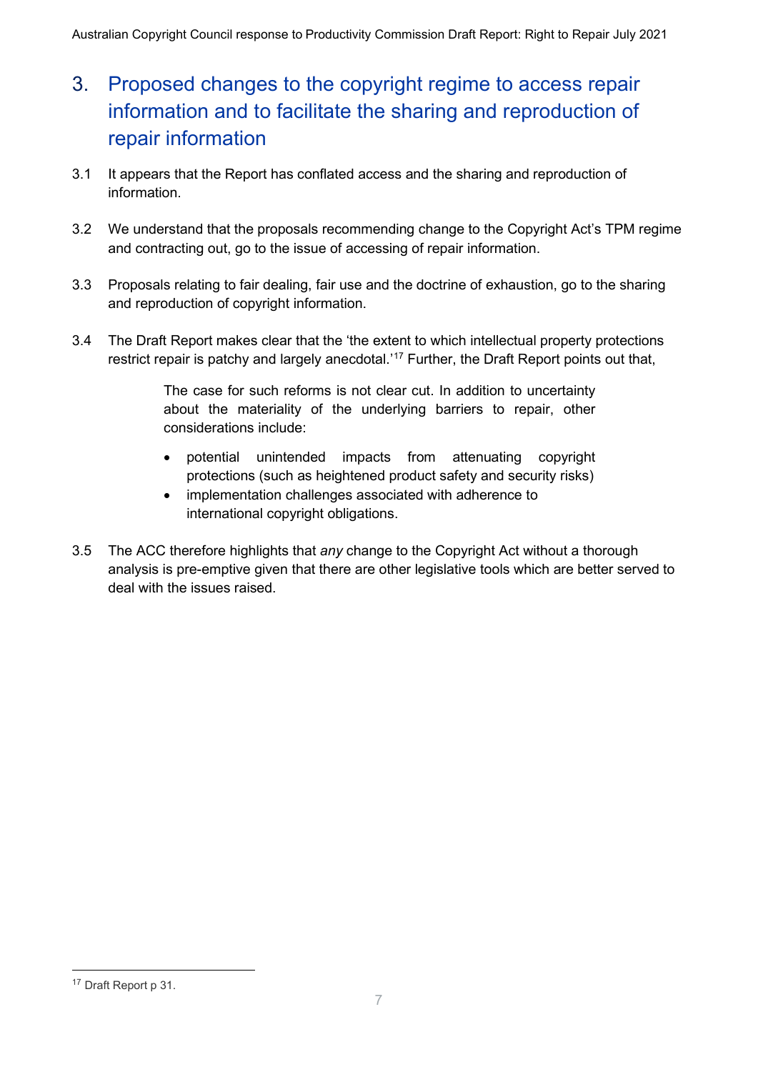## 3. Proposed changes to the copyright regime to access repair information and to facilitate the sharing and reproduction of repair information

3.1 It appears that the Report has conflated access and the sharing and reproduction of information.

3.2 We understand that the proposals recommending change to the Copyright Act's TPM regime and contracting out, go to the issue of accessing of repair information.

3.3 Proposals relating to fair dealing, fair use and the doctrine of exhaustion, go to the sharing and reproduction of copyright information.

3.4 The Draft Report makes clear that the 'the extent to which intellectual property protections restrict repair is patchy and largely anecdotal.'[17] Further, the Draft Report points out that,

> The case for such reforms is not clear cut. In addition to uncertainty about the materiality of the underlying barriers to repair, other considerations include:
>
> - potential unintended impacts from attenuating copyright protections (such as heightened product safety and security risks)
> - implementation challenges associated with adherence to international copyright obligations.

3.5 The ACC therefore highlights that *any* change to the Copyright Act without a thorough analysis is pre-emptive given that there are other legislative tools which are better served to deal with the issues raised.

---

[17] Draft Report p 31.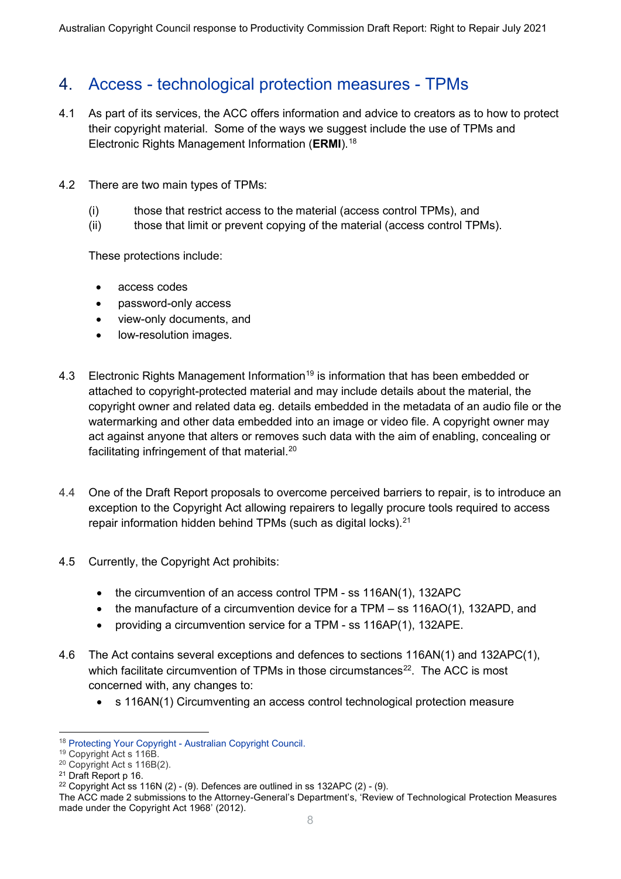## 4. Access - technological protection measures - TPMs

4.1 As part of its services, the ACC offers information and advice to creators as to how to protect their copyright material. Some of the ways we suggest include the use of TPMs and Electronic Rights Management Information (**ERMI**).[18]

4.2 There are two main types of TPMs:

(i) those that restrict access to the material (access control TPMs), and
(ii) those that limit or prevent copying of the material (access control TPMs).

These protections include:

- access codes
- password-only access
- view-only documents, and
- low-resolution images.

4.3 Electronic Rights Management Information[19] is information that has been embedded or attached to copyright-protected material and may include details about the material, the copyright owner and related data eg. details embedded in the metadata of an audio file or the watermarking and other data embedded into an image or video file. A copyright owner may act against anyone that alters or removes such data with the aim of enabling, concealing or facilitating infringement of that material.[20]

4.4 One of the Draft Report proposals to overcome perceived barriers to repair, is to introduce an exception to the Copyright Act allowing repairers to legally procure tools required to access repair information hidden behind TPMs (such as digital locks).[21]

4.5 Currently, the Copyright Act prohibits:

- the circumvention of an access control TPM - ss 116AN(1), 132APC
- the manufacture of a circumvention device for a TPM – ss 116AO(1), 132APD, and
- providing a circumvention service for a TPM - ss 116AP(1), 132APE.

4.6 The Act contains several exceptions and defences to sections 116AN(1) and 132APC(1), which facilitate circumvention of TPMs in those circumstances[22]. The ACC is most concerned with, any changes to:

- s 116AN(1) Circumventing an access control technological protection measure

---

[18] Protecting Your Copyright - Australian Copyright Council.
[19] Copyright Act s 116B.
[20] Copyright Act s 116B(2).
[21] Draft Report p 16.
[22] Copyright Act ss 116N (2) - (9). Defences are outlined in ss 132APC (2) - (9).
The ACC made 2 submissions to the Attorney-General's Department's, 'Review of Technological Protection Measures made under the Copyright Act 1968' (2012).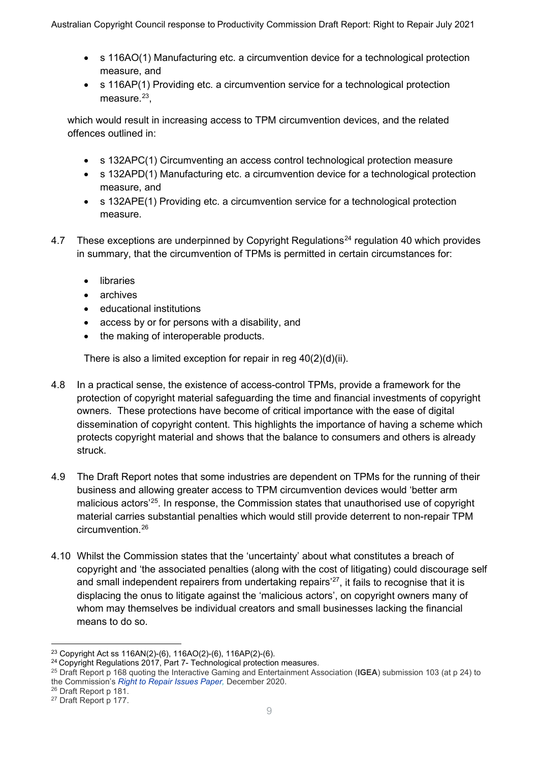- s 116AO(1) Manufacturing etc. a circumvention device for a technological protection measure, and
- s 116AP(1) Providing etc. a circumvention service for a technological protection measure.[23],

which would result in increasing access to TPM circumvention devices, and the related offences outlined in:

- s 132APC(1) Circumventing an access control technological protection measure
- s 132APD(1) Manufacturing etc. a circumvention device for a technological protection measure, and
- s 132APE(1) Providing etc. a circumvention service for a technological protection measure.

4.7 These exceptions are underpinned by Copyright Regulations[24] regulation 40 which provides in summary, that the circumvention of TPMs is permitted in certain circumstances for:

- libraries
- archives
- educational institutions
- access by or for persons with a disability, and
- the making of interoperable products.

There is also a limited exception for repair in reg 40(2)(d)(ii).

4.8 In a practical sense, the existence of access-control TPMs, provide a framework for the protection of copyright material safeguarding the time and financial investments of copyright owners. These protections have become of critical importance with the ease of digital dissemination of copyright content. This highlights the importance of having a scheme which protects copyright material and shows that the balance to consumers and others is already struck.

4.9 The Draft Report notes that some industries are dependent on TPMs for the running of their business and allowing greater access to TPM circumvention devices would 'better arm malicious actors'[25]. In response, the Commission states that unauthorised use of copyright material carries substantial penalties which would still provide deterrent to non-repair TPM circumvention.[26]

4.10 Whilst the Commission states that the 'uncertainty' about what constitutes a breach of copyright and 'the associated penalties (along with the cost of litigating) could discourage self and small independent repairers from undertaking repairs'[27], it fails to recognise that it is displacing the onus to litigate against the 'malicious actors', on copyright owners many of whom may themselves be individual creators and small businesses lacking the financial means to do so.

---

[23] Copyright Act ss 116AN(2)-(6), 116AO(2)-(6), 116AP(2)-(6).

[24] Copyright Regulations 2017, Part 7- Technological protection measures.

[25] Draft Report p 168 quoting the Interactive Gaming and Entertainment Association (**IGEA**) submission 103 (at p 24) to the Commission's *Right to Repair Issues Paper,* December 2020.

[26] Draft Report p 181.

[27] Draft Report p 177.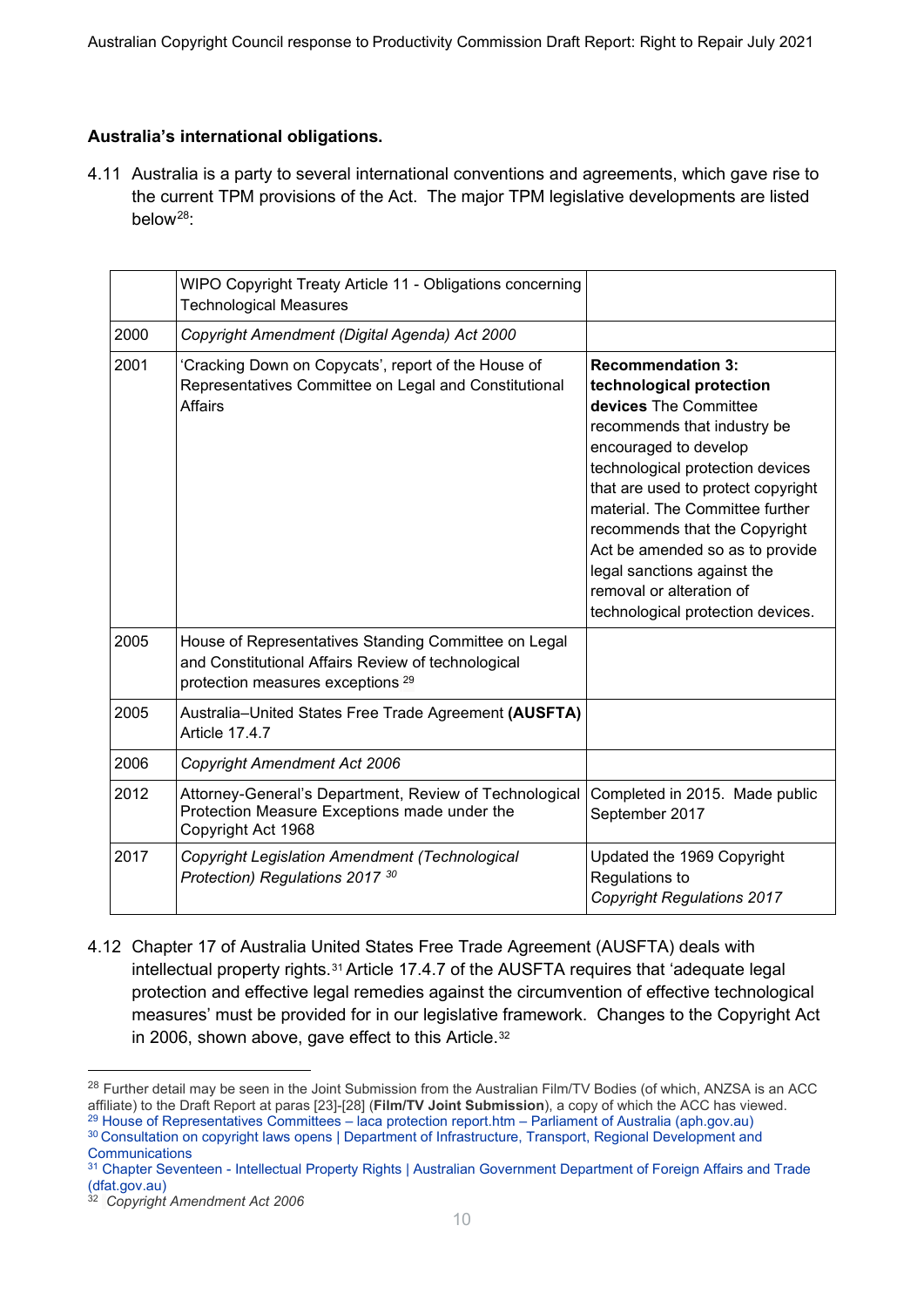### Australia's international obligations.

4.11 Australia is a party to several international conventions and agreements, which gave rise to the current TPM provisions of the Act. The major TPM legislative developments are listed below[28]:

| | | |
|---|---|---|
| | WIPO Copyright Treaty Article 11 - Obligations concerning Technological Measures | |
| 2000 | *Copyright Amendment (Digital Agenda) Act 2000* | |
| 2001 | 'Cracking Down on Copycats', report of the House of Representatives Committee on Legal and Constitutional Affairs | **Recommendation 3: technological protection devices** The Committee recommends that industry be encouraged to develop technological protection devices that are used to protect copyright material. The Committee further recommends that the Copyright Act be amended so as to provide legal sanctions against the removal or alteration of technological protection devices. |
| 2005 | House of Representatives Standing Committee on Legal and Constitutional Affairs Review of technological protection measures exceptions [29] | |
| 2005 | Australia–United States Free Trade Agreement **(AUSFTA)** Article 17.4.7 | |
| 2006 | *Copyright Amendment Act 2006* | |
| 2012 | Attorney-General's Department, Review of Technological Protection Measure Exceptions made under the Copyright Act 1968 | Completed in 2015. Made public September 2017 |
| 2017 | *Copyright Legislation Amendment (Technological Protection) Regulations 2017* [30] | Updated the 1969 Copyright Regulations to *Copyright Regulations 2017* |

4.12 Chapter 17 of Australia United States Free Trade Agreement (AUSFTA) deals with intellectual property rights.[31] Article 17.4.7 of the AUSFTA requires that 'adequate legal protection and effective legal remedies against the circumvention of effective technological measures' must be provided for in our legislative framework. Changes to the Copyright Act in 2006, shown above, gave effect to this Article.[32]

---

[28] Further detail may be seen in the Joint Submission from the Australian Film/TV Bodies (of which, ANZSA is an ACC affiliate) to the Draft Report at paras [23]-[28] (**Film/TV Joint Submission**), a copy of which the ACC has viewed.

[29] House of Representatives Committees – laca protection report.htm – Parliament of Australia (aph.gov.au)

[30] Consultation on copyright laws opens | Department of Infrastructure, Transport, Regional Development and Communications

[31] Chapter Seventeen - Intellectual Property Rights | Australian Government Department of Foreign Affairs and Trade (dfat.gov.au)

[32] *Copyright Amendment Act 2006*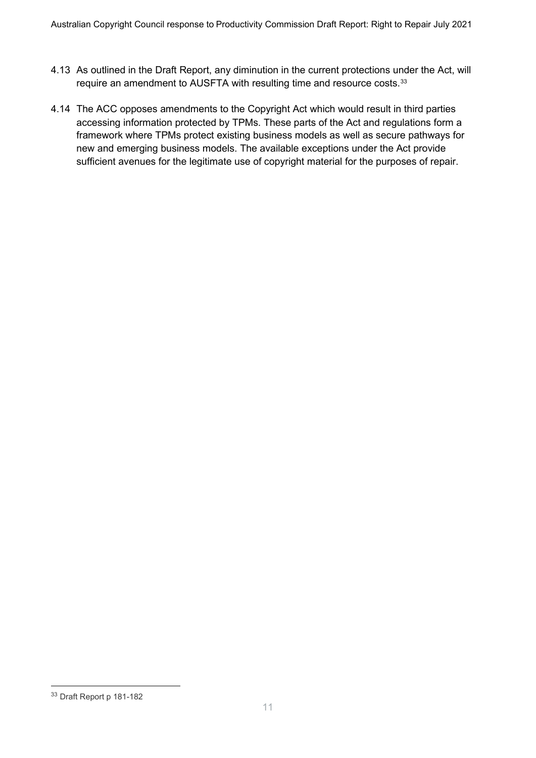4.13 As outlined in the Draft Report, any diminution in the current protections under the Act, will require an amendment to AUSFTA with resulting time and resource costs.[33]

4.14 The ACC opposes amendments to the Copyright Act which would result in third parties accessing information protected by TPMs. These parts of the Act and regulations form a framework where TPMs protect existing business models as well as secure pathways for new and emerging business models. The available exceptions under the Act provide sufficient avenues for the legitimate use of copyright material for the purposes of repair.

[33] Draft Report p 181-182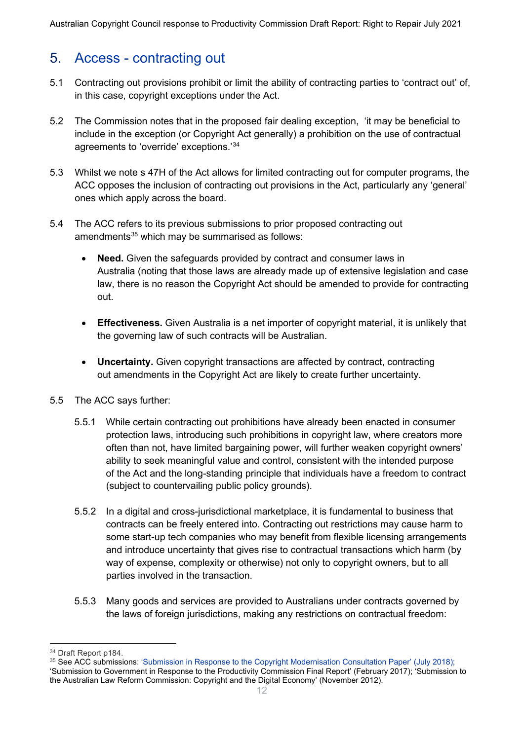## 5. Access - contracting out

5.1 Contracting out provisions prohibit or limit the ability of contracting parties to 'contract out' of, in this case, copyright exceptions under the Act.

5.2 The Commission notes that in the proposed fair dealing exception, 'it may be beneficial to include in the exception (or Copyright Act generally) a prohibition on the use of contractual agreements to 'override' exceptions.'[34]

5.3 Whilst we note s 47H of the Act allows for limited contracting out for computer programs, the ACC opposes the inclusion of contracting out provisions in the Act, particularly any 'general' ones which apply across the board.

5.4 The ACC refers to its previous submissions to prior proposed contracting out amendments[35] which may be summarised as follows:

- **Need.** Given the safeguards provided by contract and consumer laws in Australia (noting that those laws are already made up of extensive legislation and case law, there is no reason the Copyright Act should be amended to provide for contracting out.

- **Effectiveness.** Given Australia is a net importer of copyright material, it is unlikely that the governing law of such contracts will be Australian.

- **Uncertainty.** Given copyright transactions are affected by contract, contracting out amendments in the Copyright Act are likely to create further uncertainty.

5.5 The ACC says further:

5.5.1 While certain contracting out prohibitions have already been enacted in consumer protection laws, introducing such prohibitions in copyright law, where creators more often than not, have limited bargaining power, will further weaken copyright owners' ability to seek meaningful value and control, consistent with the intended purpose of the Act and the long-standing principle that individuals have a freedom to contract (subject to countervailing public policy grounds).

5.5.2 In a digital and cross-jurisdictional marketplace, it is fundamental to business that contracts can be freely entered into. Contracting out restrictions may cause harm to some start-up tech companies who may benefit from flexible licensing arrangements and introduce uncertainty that gives rise to contractual transactions which harm (by way of expense, complexity or otherwise) not only to copyright owners, but to all parties involved in the transaction.

5.5.3 Many goods and services are provided to Australians under contracts governed by the laws of foreign jurisdictions, making any restrictions on contractual freedom:

---

[34] Draft Report p184.

[35] See ACC submissions: 'Submission in Response to the Copyright Modernisation Consultation Paper' (July 2018); 'Submission to Government in Response to the Productivity Commission Final Report' (February 2017); 'Submission to the Australian Law Reform Commission: Copyright and the Digital Economy' (November 2012).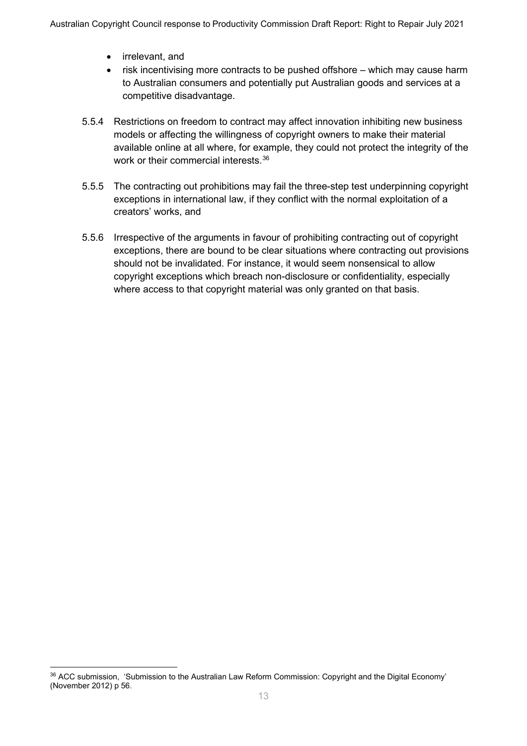- irrelevant, and
- risk incentivising more contracts to be pushed offshore – which may cause harm to Australian consumers and potentially put Australian goods and services at a competitive disadvantage.

5.5.4 Restrictions on freedom to contract may affect innovation inhibiting new business models or affecting the willingness of copyright owners to make their material available online at all where, for example, they could not protect the integrity of the work or their commercial interests.[36]

5.5.5 The contracting out prohibitions may fail the three-step test underpinning copyright exceptions in international law, if they conflict with the normal exploitation of a creators' works, and

5.5.6 Irrespective of the arguments in favour of prohibiting contracting out of copyright exceptions, there are bound to be clear situations where contracting out provisions should not be invalidated. For instance, it would seem nonsensical to allow copyright exceptions which breach non-disclosure or confidentiality, especially where access to that copyright material was only granted on that basis.

[36] ACC submission, 'Submission to the Australian Law Reform Commission: Copyright and the Digital Economy' (November 2012) p 56.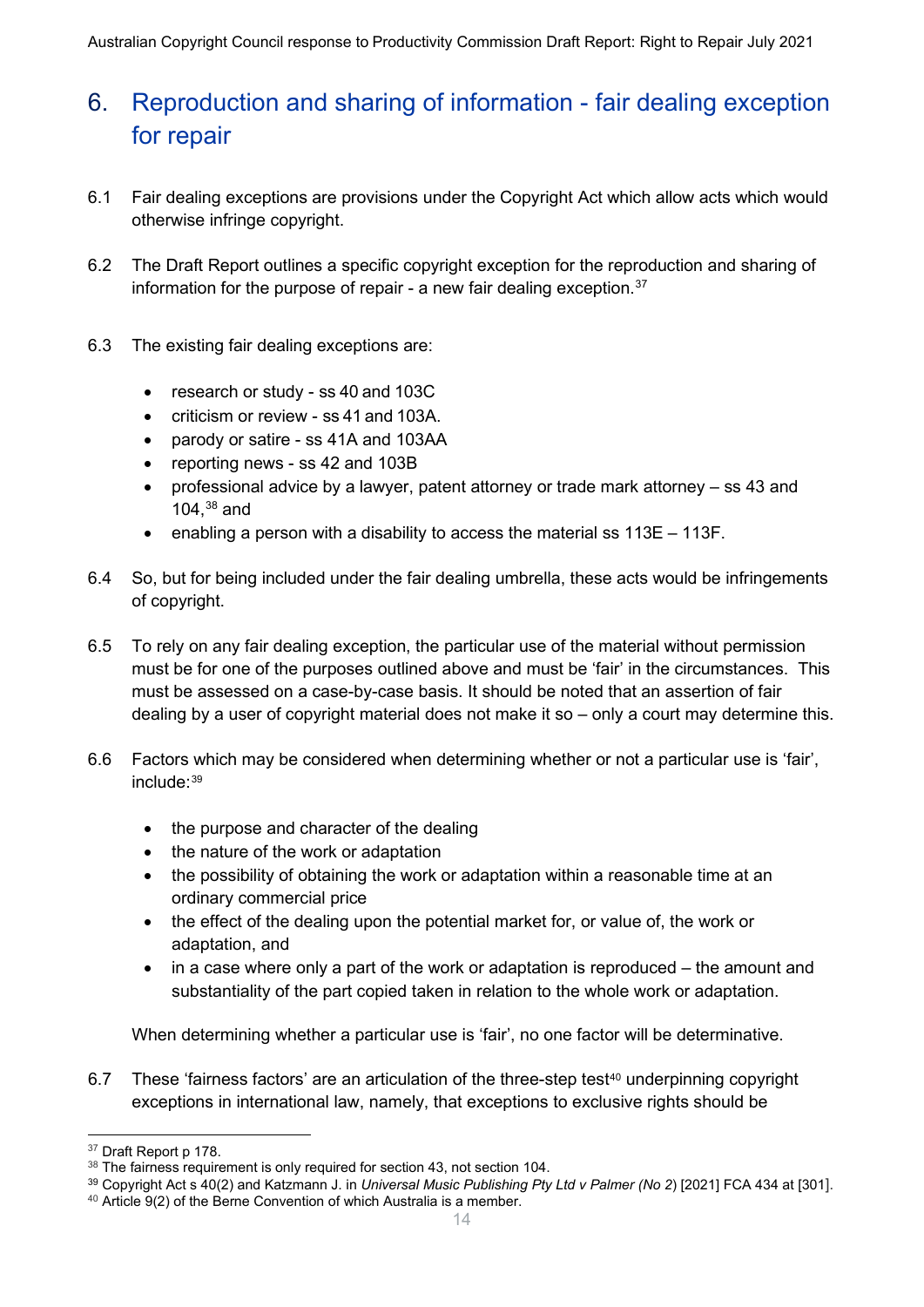## 6. Reproduction and sharing of information - fair dealing exception for repair

6.1 Fair dealing exceptions are provisions under the Copyright Act which allow acts which would otherwise infringe copyright.

6.2 The Draft Report outlines a specific copyright exception for the reproduction and sharing of information for the purpose of repair - a new fair dealing exception.[37]

6.3 The existing fair dealing exceptions are:

- research or study - ss 40 and 103C
- criticism or review - ss 41 and 103A.
- parody or satire - ss 41A and 103AA
- reporting news - ss 42 and 103B
- professional advice by a lawyer, patent attorney or trade mark attorney – ss 43 and 104,[38] and
- enabling a person with a disability to access the material ss 113E – 113F.

6.4 So, but for being included under the fair dealing umbrella, these acts would be infringements of copyright.

6.5 To rely on any fair dealing exception, the particular use of the material without permission must be for one of the purposes outlined above and must be 'fair' in the circumstances. This must be assessed on a case-by-case basis. It should be noted that an assertion of fair dealing by a user of copyright material does not make it so – only a court may determine this.

6.6 Factors which may be considered when determining whether or not a particular use is 'fair', include:[39]

- the purpose and character of the dealing
- the nature of the work or adaptation
- the possibility of obtaining the work or adaptation within a reasonable time at an ordinary commercial price
- the effect of the dealing upon the potential market for, or value of, the work or adaptation, and
- in a case where only a part of the work or adaptation is reproduced – the amount and substantiality of the part copied taken in relation to the whole work or adaptation.

When determining whether a particular use is 'fair', no one factor will be determinative.

6.7 These 'fairness factors' are an articulation of the three-step test[40] underpinning copyright exceptions in international law, namely, that exceptions to exclusive rights should be

---

[37] Draft Report p 178.

[38] The fairness requirement is only required for section 43, not section 104.

[39] Copyright Act s 40(2) and Katzmann J. in *Universal Music Publishing Pty Ltd v Palmer (No 2)* [2021] FCA 434 at [301].

[40] Article 9(2) of the Berne Convention of which Australia is a member.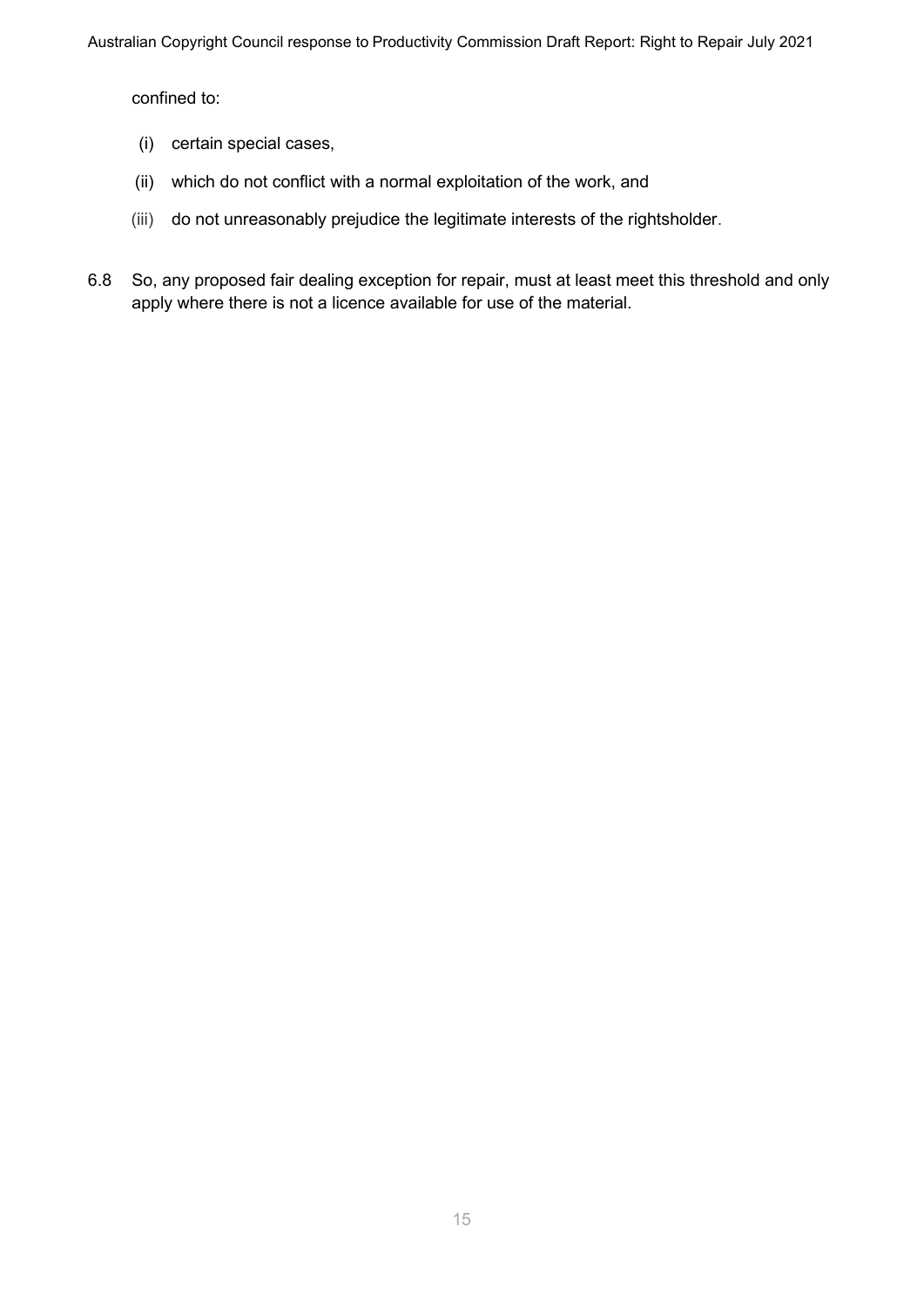confined to:

(i) certain special cases,

(ii) which do not conflict with a normal exploitation of the work, and

(iii) do not unreasonably prejudice the legitimate interests of the rightsholder.

6.8 So, any proposed fair dealing exception for repair, must at least meet this threshold and only apply where there is not a licence available for use of the material.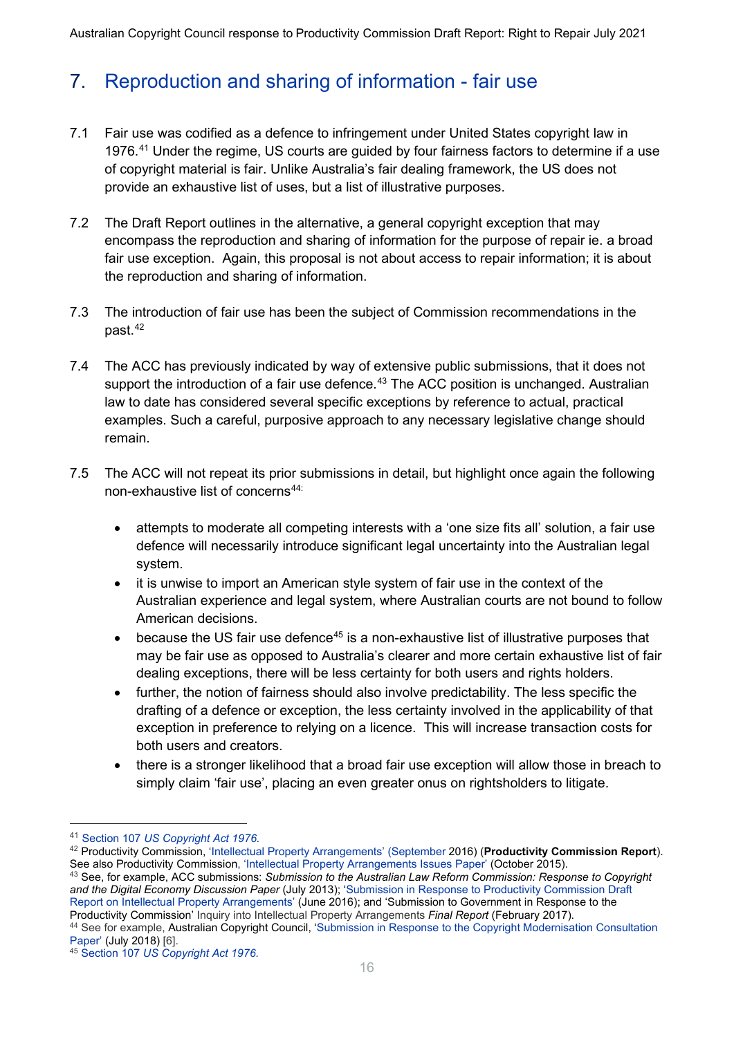## 7. Reproduction and sharing of information - fair use

7.1 Fair use was codified as a defence to infringement under United States copyright law in 1976.[41] Under the regime, US courts are guided by four fairness factors to determine if a use of copyright material is fair. Unlike Australia's fair dealing framework, the US does not provide an exhaustive list of uses, but a list of illustrative purposes.

7.2 The Draft Report outlines in the alternative, a general copyright exception that may encompass the reproduction and sharing of information for the purpose of repair ie. a broad fair use exception. Again, this proposal is not about access to repair information; it is about the reproduction and sharing of information.

7.3 The introduction of fair use has been the subject of Commission recommendations in the past.[42]

7.4 The ACC has previously indicated by way of extensive public submissions, that it does not support the introduction of a fair use defence.[43] The ACC position is unchanged. Australian law to date has considered several specific exceptions by reference to actual, practical examples. Such a careful, purposive approach to any necessary legislative change should remain.

7.5 The ACC will not repeat its prior submissions in detail, but highlight once again the following non-exhaustive list of concerns[44]:

- attempts to moderate all competing interests with a 'one size fits all' solution, a fair use defence will necessarily introduce significant legal uncertainty into the Australian legal system.
- it is unwise to import an American style system of fair use in the context of the Australian experience and legal system, where Australian courts are not bound to follow American decisions.
- because the US fair use defence[45] is a non-exhaustive list of illustrative purposes that may be fair use as opposed to Australia's clearer and more certain exhaustive list of fair dealing exceptions, there will be less certainty for both users and rights holders.
- further, the notion of fairness should also involve predictability. The less specific the drafting of a defence or exception, the less certainty involved in the applicability of that exception in preference to relying on a licence. This will increase transaction costs for both users and creators.
- there is a stronger likelihood that a broad fair use exception will allow those in breach to simply claim 'fair use', placing an even greater onus on rightsholders to litigate.

---

[41] Section 107 *US Copyright Act 1976.*

[42] Productivity Commission, 'Intellectual Property Arrangements' (September 2016) (**Productivity Commission Report**). See also Productivity Commission, 'Intellectual Property Arrangements Issues Paper' (October 2015).

[43] See, for example, ACC submissions: *Submission to the Australian Law Reform Commission: Response to Copyright and the Digital Economy Discussion Paper* (July 2013); 'Submission in Response to Productivity Commission Draft Report on Intellectual Property Arrangements' (June 2016); and 'Submission to Government in Response to the Productivity Commission' Inquiry into Intellectual Property Arrangements *Final Report* (February 2017).

[44] See for example, Australian Copyright Council, 'Submission in Response to the Copyright Modernisation Consultation Paper' (July 2018) [6].

[45] Section 107 *US Copyright Act 1976.*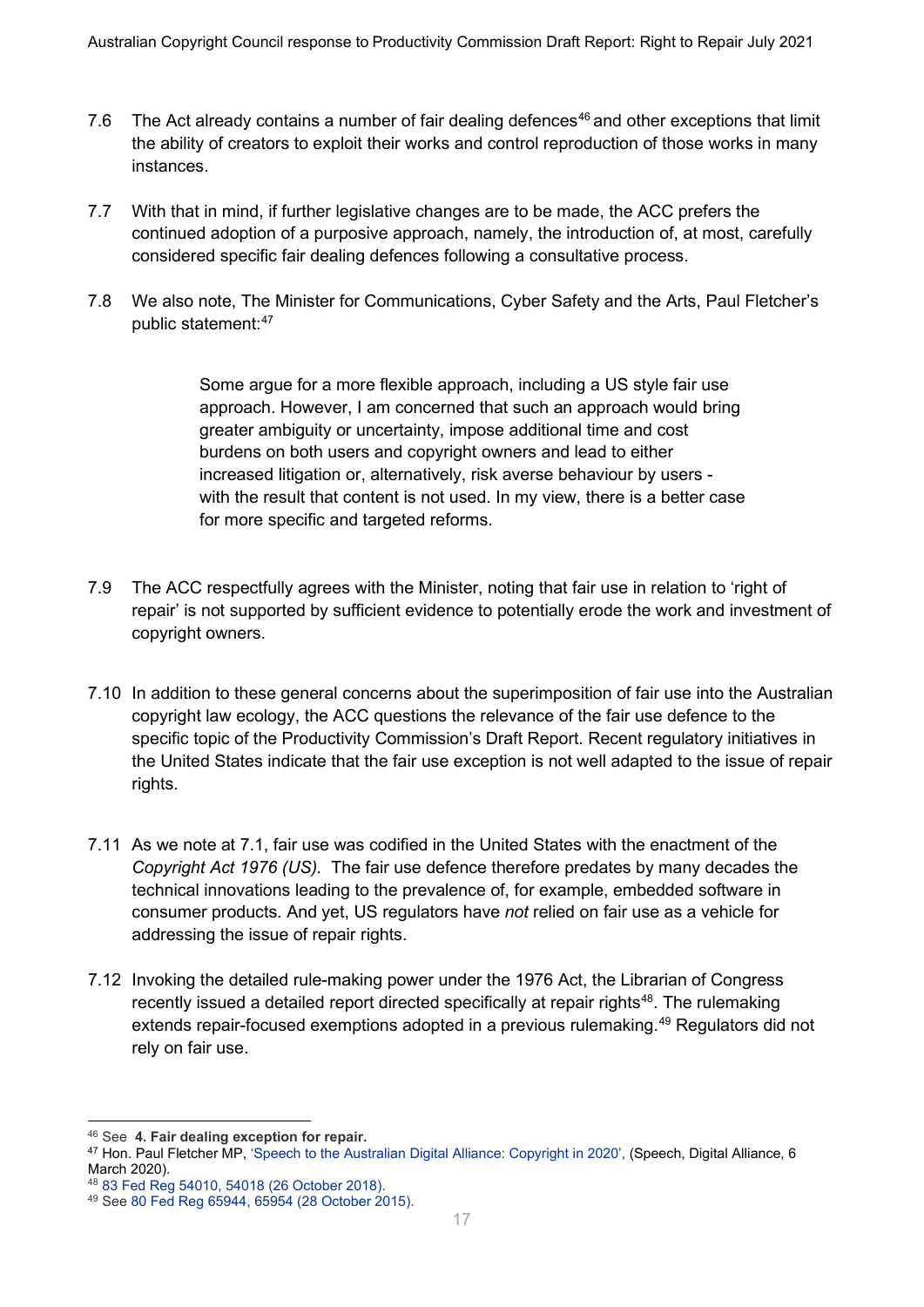7.6 The Act already contains a number of fair dealing defences[46] and other exceptions that limit the ability of creators to exploit their works and control reproduction of those works in many instances.

7.7 With that in mind, if further legislative changes are to be made, the ACC prefers the continued adoption of a purposive approach, namely, the introduction of, at most, carefully considered specific fair dealing defences following a consultative process.

7.8 We also note, The Minister for Communications, Cyber Safety and the Arts, Paul Fletcher's public statement:[47]

> Some argue for a more flexible approach, including a US style fair use approach. However, I am concerned that such an approach would bring greater ambiguity or uncertainty, impose additional time and cost burdens on both users and copyright owners and lead to either increased litigation or, alternatively, risk averse behaviour by users - with the result that content is not used. In my view, there is a better case for more specific and targeted reforms.

7.9 The ACC respectfully agrees with the Minister, noting that fair use in relation to 'right of repair' is not supported by sufficient evidence to potentially erode the work and investment of copyright owners.

7.10 In addition to these general concerns about the superimposition of fair use into the Australian copyright law ecology, the ACC questions the relevance of the fair use defence to the specific topic of the Productivity Commission's Draft Report. Recent regulatory initiatives in the United States indicate that the fair use exception is not well adapted to the issue of repair rights.

7.11 As we note at 7.1, fair use was codified in the United States with the enactment of the *Copyright Act 1976 (US).* The fair use defence therefore predates by many decades the technical innovations leading to the prevalence of, for example, embedded software in consumer products. And yet, US regulators have *not* relied on fair use as a vehicle for addressing the issue of repair rights.

7.12 Invoking the detailed rule-making power under the 1976 Act, the Librarian of Congress recently issued a detailed report directed specifically at repair rights[48]. The rulemaking extends repair-focused exemptions adopted in a previous rulemaking.[49] Regulators did not rely on fair use.

---

[46] See **4. Fair dealing exception for repair.**

[47] Hon. Paul Fletcher MP, 'Speech to the Australian Digital Alliance: Copyright in 2020', (Speech, Digital Alliance, 6 March 2020).

[48] 83 Fed Reg 54010, 54018 (26 October 2018).

[49] See 80 Fed Reg 65944, 65954 (28 October 2015).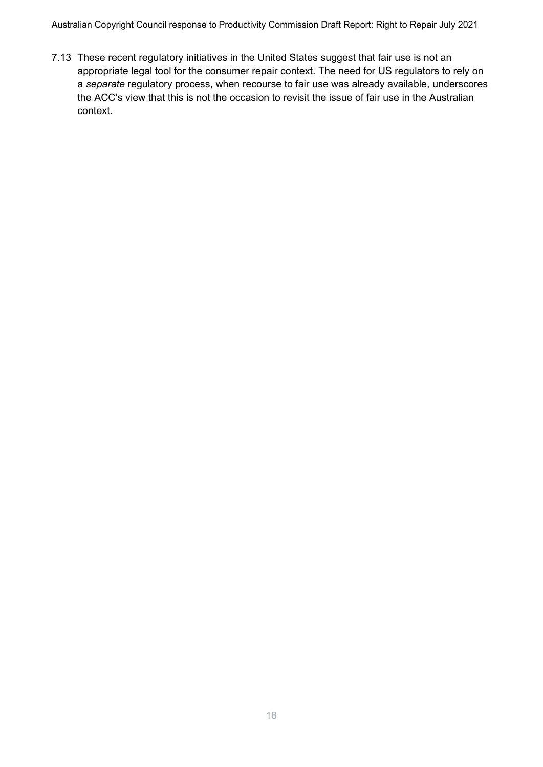7.13 These recent regulatory initiatives in the United States suggest that fair use is not an appropriate legal tool for the consumer repair context. The need for US regulators to rely on a *separate* regulatory process, when recourse to fair use was already available, underscores the ACC's view that this is not the occasion to revisit the issue of fair use in the Australian context.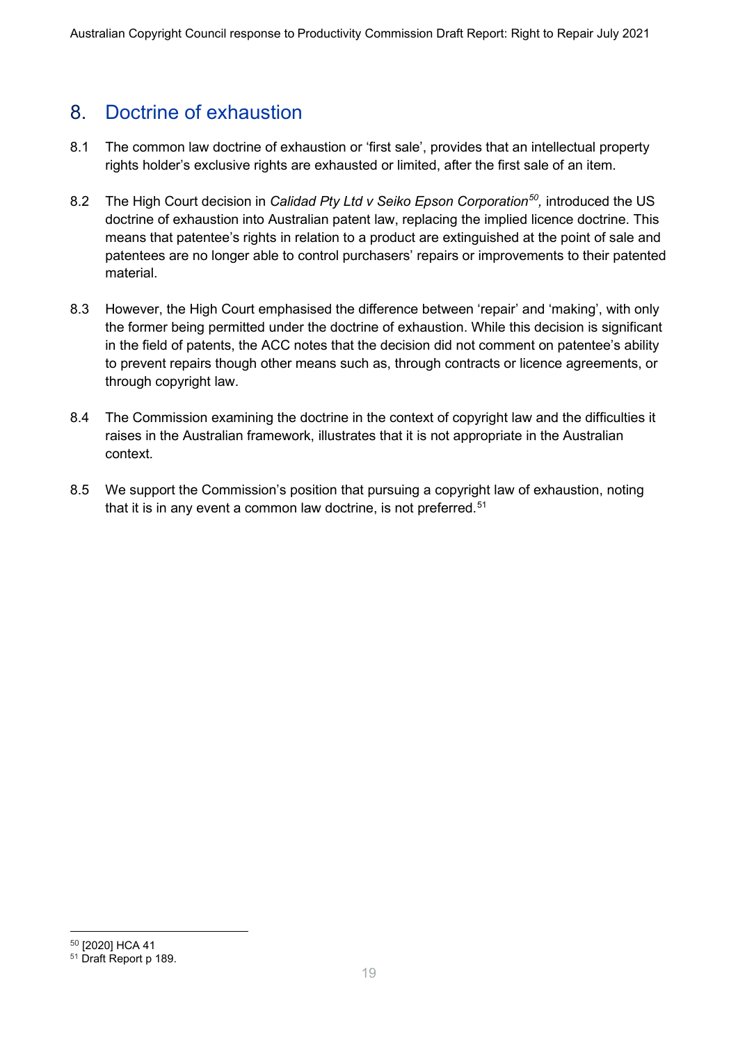## 8. Doctrine of exhaustion

8.1 The common law doctrine of exhaustion or 'first sale', provides that an intellectual property rights holder's exclusive rights are exhausted or limited, after the first sale of an item.

8.2 The High Court decision in *Calidad Pty Ltd v Seiko Epson Corporation*[50], introduced the US doctrine of exhaustion into Australian patent law, replacing the implied licence doctrine. This means that patentee's rights in relation to a product are extinguished at the point of sale and patentees are no longer able to control purchasers' repairs or improvements to their patented material.

8.3 However, the High Court emphasised the difference between 'repair' and 'making', with only the former being permitted under the doctrine of exhaustion. While this decision is significant in the field of patents, the ACC notes that the decision did not comment on patentee's ability to prevent repairs though other means such as, through contracts or licence agreements, or through copyright law.

8.4 The Commission examining the doctrine in the context of copyright law and the difficulties it raises in the Australian framework, illustrates that it is not appropriate in the Australian context.

8.5 We support the Commission's position that pursuing a copyright law of exhaustion, noting that it is in any event a common law doctrine, is not preferred.[51]

---

[50] [2020] HCA 41

[51] Draft Report p 189.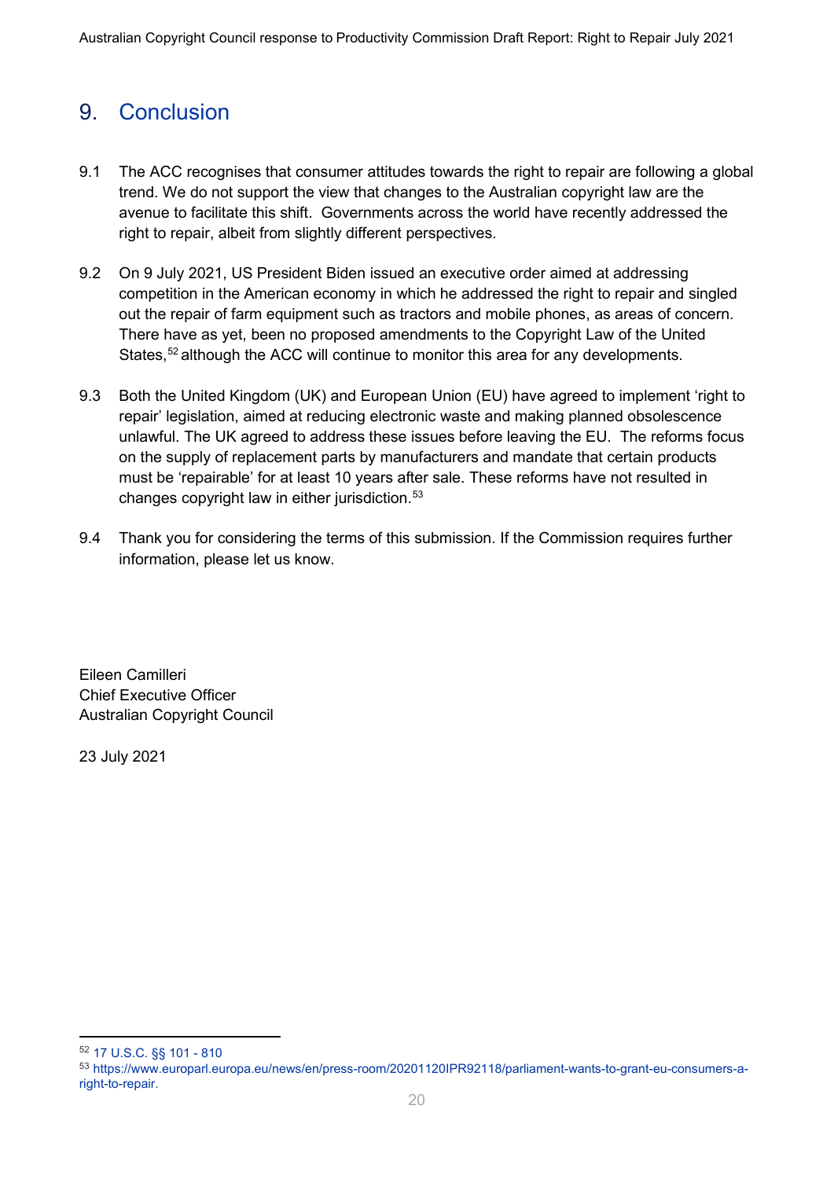# 9. Conclusion

9.1 The ACC recognises that consumer attitudes towards the right to repair are following a global trend. We do not support the view that changes to the Australian copyright law are the avenue to facilitate this shift. Governments across the world have recently addressed the right to repair, albeit from slightly different perspectives.

9.2 On 9 July 2021, US President Biden issued an executive order aimed at addressing competition in the American economy in which he addressed the right to repair and singled out the repair of farm equipment such as tractors and mobile phones, as areas of concern. There have as yet, been no proposed amendments to the Copyright Law of the United States,[52] although the ACC will continue to monitor this area for any developments.

9.3 Both the United Kingdom (UK) and European Union (EU) have agreed to implement 'right to repair' legislation, aimed at reducing electronic waste and making planned obsolescence unlawful. The UK agreed to address these issues before leaving the EU. The reforms focus on the supply of replacement parts by manufacturers and mandate that certain products must be 'repairable' for at least 10 years after sale. These reforms have not resulted in changes copyright law in either jurisdiction.[53]

9.4 Thank you for considering the terms of this submission. If the Commission requires further information, please let us know.

Eileen Camilleri
Chief Executive Officer
Australian Copyright Council

23 July 2021

---

[52] 17 U.S.C. §§ 101 - 810

[53] https://www.europarl.europa.eu/news/en/press-room/20201120IPR92118/parliament-wants-to-grant-eu-consumers-a-right-to-repair.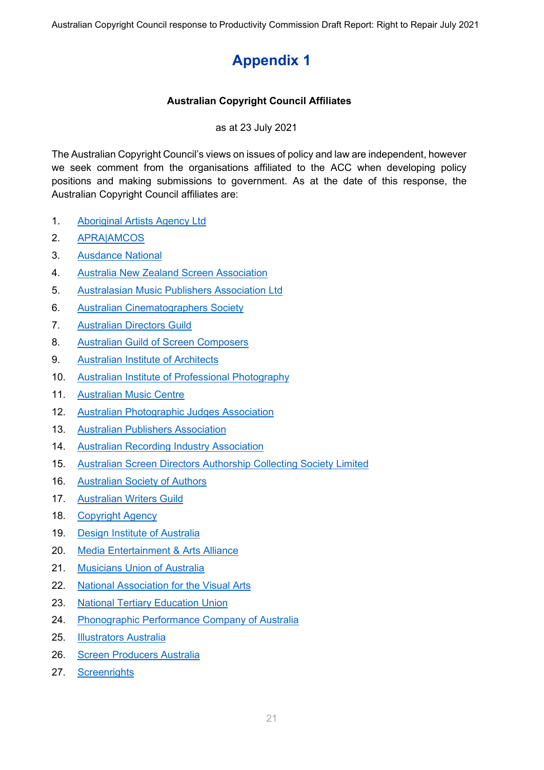# Appendix 1

**Australian Copyright Council Affiliates**

as at 23 July 2021

The Australian Copyright Council's views on issues of policy and law are independent, however we seek comment from the organisations affiliated to the ACC when developing policy positions and making submissions to government. As at the date of this response, the Australian Copyright Council affiliates are:

1. Aboriginal Artists Agency Ltd
2. APRA|AMCOS
3. Ausdance National
4. Australia New Zealand Screen Association
5. Australasian Music Publishers Association Ltd
6. Australian Cinematographers Society
7. Australian Directors Guild
8. Australian Guild of Screen Composers
9. Australian Institute of Architects
10. Australian Institute of Professional Photography
11. Australian Music Centre
12. Australian Photographic Judges Association
13. Australian Publishers Association
14. Australian Recording Industry Association
15. Australian Screen Directors Authorship Collecting Society Limited
16. Australian Society of Authors
17. Australian Writers Guild
18. Copyright Agency
19. Design Institute of Australia
20. Media Entertainment & Arts Alliance
21. Musicians Union of Australia
22. National Association for the Visual Arts
23. National Tertiary Education Union
24. Phonographic Performance Company of Australia
25. Illustrators Australia
26. Screen Producers Australia
27. Screenrights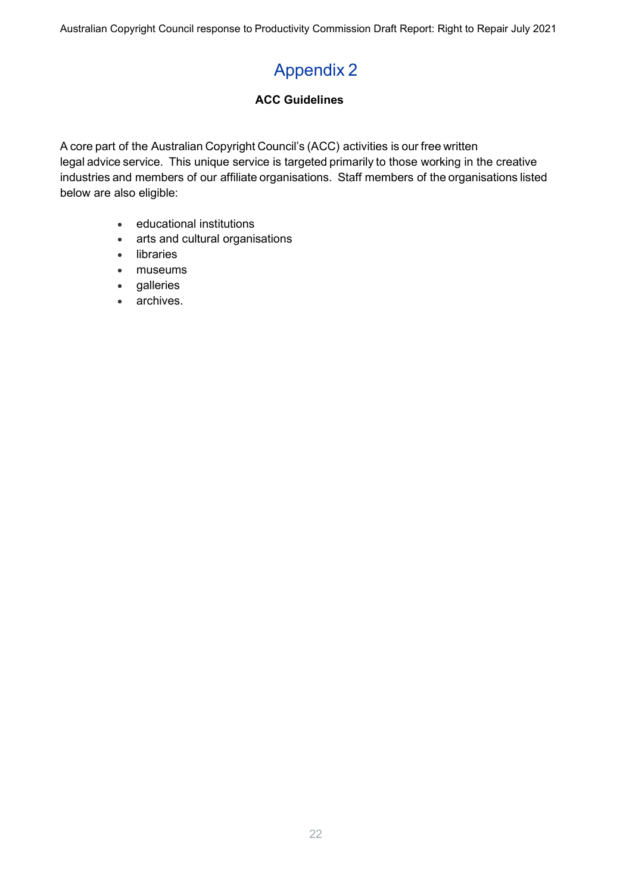# Appendix 2

**ACC Guidelines**

A core part of the Australian Copyright Council's (ACC) activities is our free written legal advice service. This unique service is targeted primarily to those working in the creative industries and members of our affiliate organisations. Staff members of the organisations listed below are also eligible:

- educational institutions
- arts and cultural organisations
- libraries
- museums
- galleries
- archives.